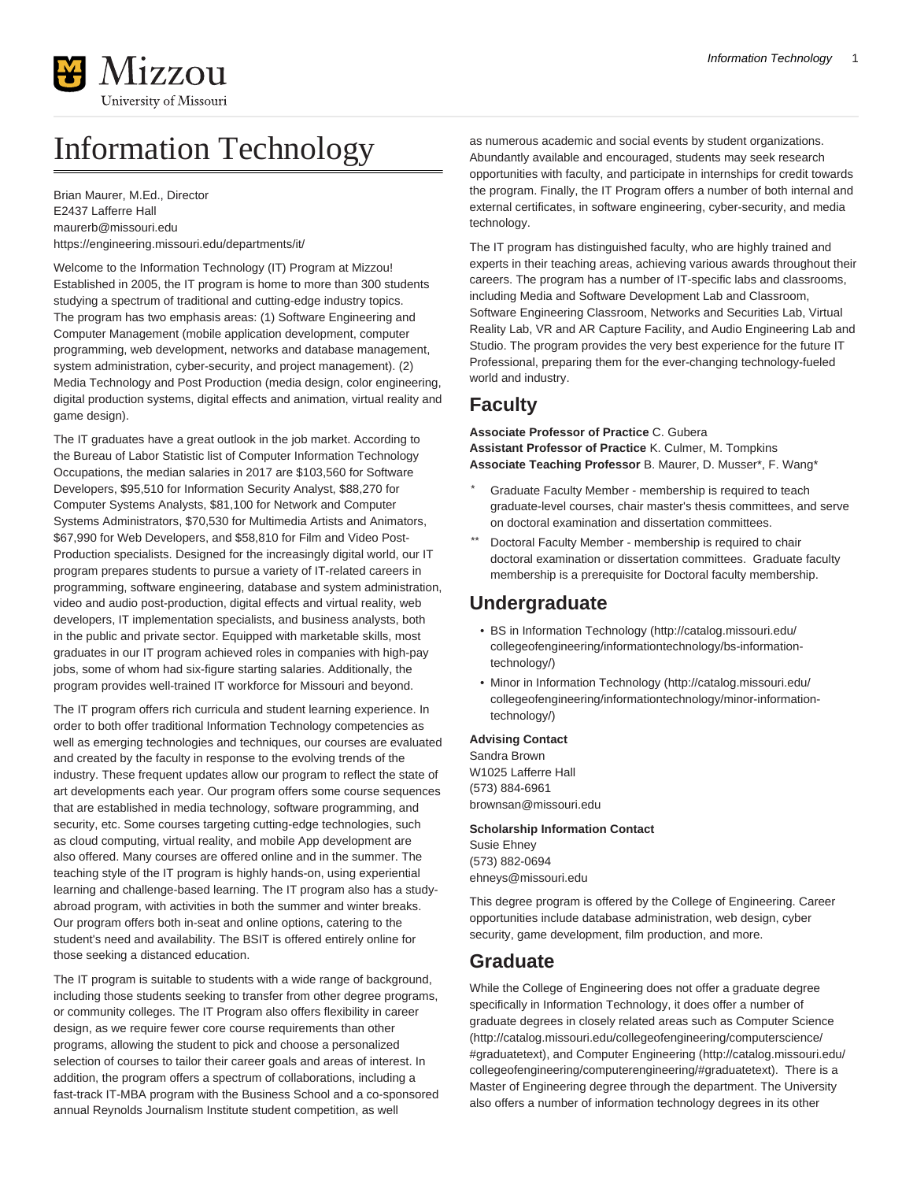# Information Technology

Brian Maurer, M.Ed., Director
E2437 Lafferre Hall
maurerb@missouri.edu
https://engineering.missouri.edu/departments/it/

Welcome to the Information Technology (IT) Program at Mizzou! Established in 2005, the IT program is home to more than 300 students studying a spectrum of traditional and cutting-edge industry topics. The program has two emphasis areas: (1) Software Engineering and Computer Management (mobile application development, computer programming, web development, networks and database management, system administration, cyber-security, and project management). (2) Media Technology and Post Production (media design, color engineering, digital production systems, digital effects and animation, virtual reality and game design).

The IT graduates have a great outlook in the job market. According to the Bureau of Labor Statistic list of Computer Information Technology Occupations, the median salaries in 2017 are $103,560 for Software Developers, $95,510 for Information Security Analyst, $88,270 for Computer Systems Analysts, $81,100 for Network and Computer Systems Administrators, $70,530 for Multimedia Artists and Animators, $67,990 for Web Developers, and $58,810 for Film and Video Post-Production specialists. Designed for the increasingly digital world, our IT program prepares students to pursue a variety of IT-related careers in programming, software engineering, database and system administration, video and audio post-production, digital effects and virtual reality, web developers, IT implementation specialists, and business analysts, both in the public and private sector. Equipped with marketable skills, most graduates in our IT program achieved roles in companies with high-pay jobs, some of whom had six-figure starting salaries. Additionally, the program provides well-trained IT workforce for Missouri and beyond.

The IT program offers rich curricula and student learning experience. In order to both offer traditional Information Technology competencies as well as emerging technologies and techniques, our courses are evaluated and created by the faculty in response to the evolving trends of the industry. These frequent updates allow our program to reflect the state of art developments each year. Our program offers some course sequences that are established in media technology, software programming, and security, etc. Some courses targeting cutting-edge technologies, such as cloud computing, virtual reality, and mobile App development are also offered. Many courses are offered online and in the summer. The teaching style of the IT program is highly hands-on, using experiential learning and challenge-based learning. The IT program also has a study-abroad program, with activities in both the summer and winter breaks. Our program offers both in-seat and online options, catering to the student's need and availability. The BSIT is offered entirely online for those seeking a distanced education.

The IT program is suitable to students with a wide range of background, including those students seeking to transfer from other degree programs, or community colleges. The IT Program also offers flexibility in career design, as we require fewer core course requirements than other programs, allowing the student to pick and choose a personalized selection of courses to tailor their career goals and areas of interest. In addition, the program offers a spectrum of collaborations, including a fast-track IT-MBA program with the Business School and a co-sponsored annual Reynolds Journalism Institute student competition, as well as numerous academic and social events by student organizations. Abundantly available and encouraged, students may seek research opportunities with faculty, and participate in internships for credit towards the program. Finally, the IT Program offers a number of both internal and external certificates, in software engineering, cyber-security, and media technology.

The IT program has distinguished faculty, who are highly trained and experts in their teaching areas, achieving various awards throughout their careers. The program has a number of IT-specific labs and classrooms, including Media and Software Development Lab and Classroom, Software Engineering Classroom, Networks and Securities Lab, Virtual Reality Lab, VR and AR Capture Facility, and Audio Engineering Lab and Studio. The program provides the very best experience for the future IT Professional, preparing them for the ever-changing technology-fueled world and industry.

## Faculty

**Associate Professor of Practice** C. Gubera
**Assistant Professor of Practice** K. Culmer, M. Tompkins
**Associate Teaching Professor** B. Maurer, D. Musser*, F. Wang*

- \* Graduate Faculty Member - membership is required to teach graduate-level courses, chair master's thesis committees, and serve on doctoral examination and dissertation committees.
- \*\* Doctoral Faculty Member - membership is required to chair doctoral examination or dissertation committees. Graduate faculty membership is a prerequisite for Doctoral faculty membership.

## Undergraduate

- BS in Information Technology (http://catalog.missouri.edu/collegeofengineering/informationtechnology/bs-information-technology/)
- Minor in Information Technology (http://catalog.missouri.edu/collegeofengineering/informationtechnology/minor-information-technology/)

**Advising Contact**
Sandra Brown
W1025 Lafferre Hall
(573) 884-6961
brownsan@missouri.edu

**Scholarship Information Contact**
Susie Ehney
(573) 882-0694
ehneys@missouri.edu

This degree program is offered by the College of Engineering. Career opportunities include database administration, web design, cyber security, game development, film production, and more.

## Graduate

While the College of Engineering does not offer a graduate degree specifically in Information Technology, it does offer a number of graduate degrees in closely related areas such as Computer Science (http://catalog.missouri.edu/collegeofengineering/computerscience/#graduatetext), and Computer Engineering (http://catalog.missouri.edu/collegeofengineering/computerengineering/#graduatetext). There is a Master of Engineering degree through the department. The University also offers a number of information technology degrees in its other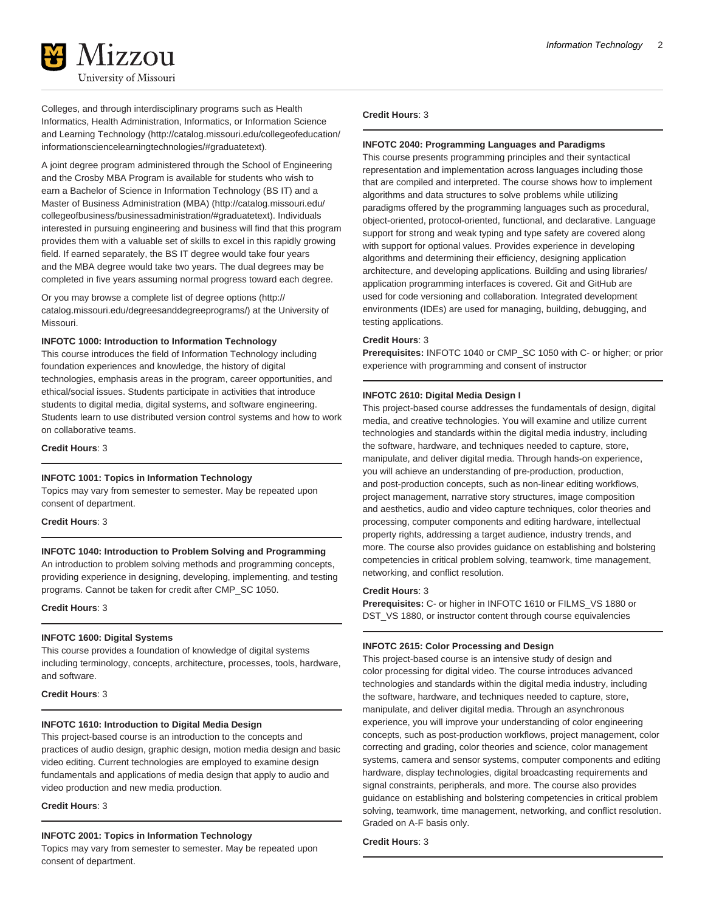Colleges, and through interdisciplinary programs such as Health Informatics, Health Administration, Informatics, or Information Science and Learning Technology (http://catalog.missouri.edu/collegeofeducation/informationsciencelearningtechnologies/#graduatetext).

A joint degree program administered through the School of Engineering and the Crosby MBA Program is available for students who wish to earn a Bachelor of Science in Information Technology (BS IT) and a Master of Business Administration (MBA) (http://catalog.missouri.edu/collegeofbusiness/businessadministration/#graduatetext). Individuals interested in pursuing engineering and business will find that this program provides them with a valuable set of skills to excel in this rapidly growing field. If earned separately, the BS IT degree would take four years and the MBA degree would take two years. The dual degrees may be completed in five years assuming normal progress toward each degree.

Or you may browse a complete list of degree options (http://catalog.missouri.edu/degreesanddegreeprograms/) at the University of Missouri.

**INFOTC 1000: Introduction to Information Technology**

This course introduces the field of Information Technology including foundation experiences and knowledge, the history of digital technologies, emphasis areas in the program, career opportunities, and ethical/social issues. Students participate in activities that introduce students to digital media, digital systems, and software engineering. Students learn to use distributed version control systems and how to work on collaborative teams.

**Credit Hours**: 3

---

**INFOTC 1001: Topics in Information Technology**

Topics may vary from semester to semester. May be repeated upon consent of department.

**Credit Hours**: 3

---

**INFOTC 1040: Introduction to Problem Solving and Programming**

An introduction to problem solving methods and programming concepts, providing experience in designing, developing, implementing, and testing programs. Cannot be taken for credit after CMP_SC 1050.

**Credit Hours**: 3

---

**INFOTC 1600: Digital Systems**

This course provides a foundation of knowledge of digital systems including terminology, concepts, architecture, processes, tools, hardware, and software.

**Credit Hours**: 3

---

**INFOTC 1610: Introduction to Digital Media Design**

This project-based course is an introduction to the concepts and practices of audio design, graphic design, motion media design and basic video editing. Current technologies are employed to examine design fundamentals and applications of media design that apply to audio and video production and new media production.

**Credit Hours**: 3

---

**INFOTC 2001: Topics in Information Technology**

Topics may vary from semester to semester. May be repeated upon consent of department.

**Credit Hours**: 3

---

**INFOTC 2040: Programming Languages and Paradigms**

This course presents programming principles and their syntactical representation and implementation across languages including those that are compiled and interpreted. The course shows how to implement algorithms and data structures to solve problems while utilizing paradigms offered by the programming languages such as procedural, object-oriented, protocol-oriented, functional, and declarative. Language support for strong and weak typing and type safety are covered along with support for optional values. Provides experience in developing algorithms and determining their efficiency, designing application architecture, and developing applications. Building and using libraries/application programming interfaces is covered. Git and GitHub are used for code versioning and collaboration. Integrated development environments (IDEs) are used for managing, building, debugging, and testing applications.

**Credit Hours**: 3

**Prerequisites:** INFOTC 1040 or CMP_SC 1050 with C- or higher; or prior experience with programming and consent of instructor

---

**INFOTC 2610: Digital Media Design I**

This project-based course addresses the fundamentals of design, digital media, and creative technologies. You will examine and utilize current technologies and standards within the digital media industry, including the software, hardware, and techniques needed to capture, store, manipulate, and deliver digital media. Through hands-on experience, you will achieve an understanding of pre-production, production, and post-production concepts, such as non-linear editing workflows, project management, narrative story structures, image composition and aesthetics, audio and video capture techniques, color theories and processing, computer components and editing hardware, intellectual property rights, addressing a target audience, industry trends, and more. The course also provides guidance on establishing and bolstering competencies in critical problem solving, teamwork, time management, networking, and conflict resolution.

**Credit Hours**: 3

**Prerequisites:** C- or higher in INFOTC 1610 or FILMS_VS 1880 or DST_VS 1880, or instructor content through course equivalencies

---

**INFOTC 2615: Color Processing and Design**

This project-based course is an intensive study of design and color processing for digital video. The course introduces advanced technologies and standards within the digital media industry, including the software, hardware, and techniques needed to capture, store, manipulate, and deliver digital media. Through an asynchronous experience, you will improve your understanding of color engineering concepts, such as post-production workflows, project management, color correcting and grading, color theories and science, color management systems, camera and sensor systems, computer components and editing hardware, display technologies, digital broadcasting requirements and signal constraints, peripherals, and more. The course also provides guidance on establishing and bolstering competencies in critical problem solving, teamwork, time management, networking, and conflict resolution. Graded on A-F basis only.

**Credit Hours**: 3

---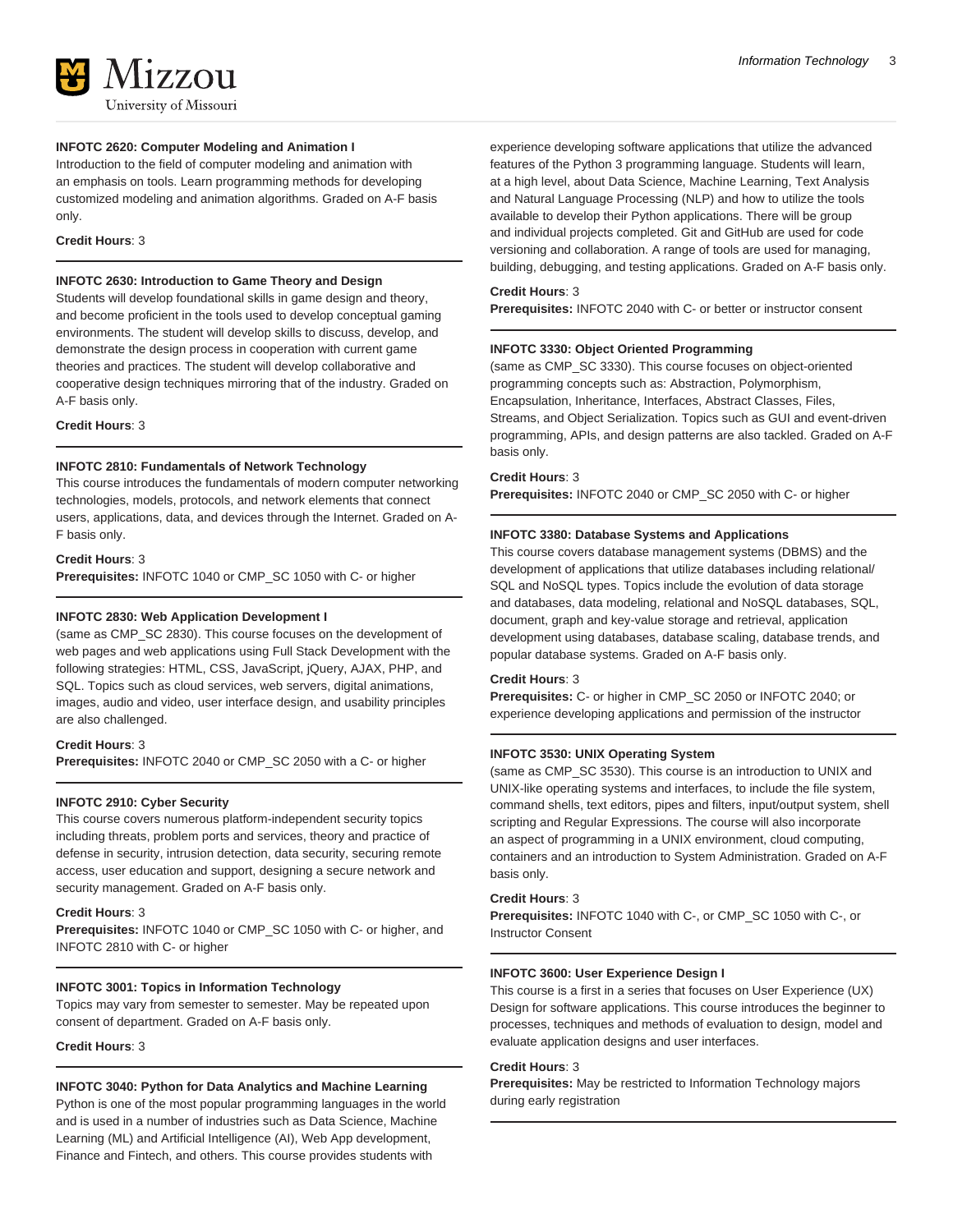**INFOTC 2620: Computer Modeling and Animation I**

Introduction to the field of computer modeling and animation with an emphasis on tools. Learn programming methods for developing customized modeling and animation algorithms. Graded on A-F basis only.

**Credit Hours**: 3

---

**INFOTC 2630: Introduction to Game Theory and Design**

Students will develop foundational skills in game design and theory, and become proficient in the tools used to develop conceptual gaming environments. The student will develop skills to discuss, develop, and demonstrate the design process in cooperation with current game theories and practices. The student will develop collaborative and cooperative design techniques mirroring that of the industry. Graded on A-F basis only.

**Credit Hours**: 3

---

**INFOTC 2810: Fundamentals of Network Technology**

This course introduces the fundamentals of modern computer networking technologies, models, protocols, and network elements that connect users, applications, data, and devices through the Internet. Graded on A-F basis only.

**Credit Hours**: 3
**Prerequisites:** INFOTC 1040 or CMP_SC 1050 with C- or higher

---

**INFOTC 2830: Web Application Development I**

(same as CMP_SC 2830). This course focuses on the development of web pages and web applications using Full Stack Development with the following strategies: HTML, CSS, JavaScript, jQuery, AJAX, PHP, and SQL. Topics such as cloud services, web servers, digital animations, images, audio and video, user interface design, and usability principles are also challenged.

**Credit Hours**: 3
**Prerequisites:** INFOTC 2040 or CMP_SC 2050 with a C- or higher

---

**INFOTC 2910: Cyber Security**

This course covers numerous platform-independent security topics including threats, problem ports and services, theory and practice of defense in security, intrusion detection, data security, securing remote access, user education and support, designing a secure network and security management. Graded on A-F basis only.

**Credit Hours**: 3
**Prerequisites:** INFOTC 1040 or CMP_SC 1050 with C- or higher, and INFOTC 2810 with C- or higher

---

**INFOTC 3001: Topics in Information Technology**

Topics may vary from semester to semester. May be repeated upon consent of department. Graded on A-F basis only.

**Credit Hours**: 3

---

**INFOTC 3040: Python for Data Analytics and Machine Learning**

Python is one of the most popular programming languages in the world and is used in a number of industries such as Data Science, Machine Learning (ML) and Artificial Intelligence (AI), Web App development, Finance and Fintech, and others. This course provides students with experience developing software applications that utilize the advanced features of the Python 3 programming language. Students will learn, at a high level, about Data Science, Machine Learning, Text Analysis and Natural Language Processing (NLP) and how to utilize the tools available to develop their Python applications. There will be group and individual projects completed. Git and GitHub are used for code versioning and collaboration. A range of tools are used for managing, building, debugging, and testing applications. Graded on A-F basis only.

**Credit Hours**: 3
**Prerequisites:** INFOTC 2040 with C- or better or instructor consent

---

**INFOTC 3330: Object Oriented Programming**

(same as CMP_SC 3330). This course focuses on object-oriented programming concepts such as: Abstraction, Polymorphism, Encapsulation, Inheritance, Interfaces, Abstract Classes, Files, Streams, and Object Serialization. Topics such as GUI and event-driven programming, APIs, and design patterns are also tackled. Graded on A-F basis only.

**Credit Hours**: 3
**Prerequisites:** INFOTC 2040 or CMP_SC 2050 with C- or higher

---

**INFOTC 3380: Database Systems and Applications**

This course covers database management systems (DBMS) and the development of applications that utilize databases including relational/SQL and NoSQL types. Topics include the evolution of data storage and databases, data modeling, relational and NoSQL databases, SQL, document, graph and key-value storage and retrieval, application development using databases, database scaling, database trends, and popular database systems. Graded on A-F basis only.

**Credit Hours**: 3
**Prerequisites:** C- or higher in CMP_SC 2050 or INFOTC 2040; or experience developing applications and permission of the instructor

---

**INFOTC 3530: UNIX Operating System**

(same as CMP_SC 3530). This course is an introduction to UNIX and UNIX-like operating systems and interfaces, to include the file system, command shells, text editors, pipes and filters, input/output system, shell scripting and Regular Expressions. The course will also incorporate an aspect of programming in a UNIX environment, cloud computing, containers and an introduction to System Administration. Graded on A-F basis only.

**Credit Hours**: 3
**Prerequisites:** INFOTC 1040 with C-, or CMP_SC 1050 with C-, or Instructor Consent

---

**INFOTC 3600: User Experience Design I**

This course is a first in a series that focuses on User Experience (UX) Design for software applications. This course introduces the beginner to processes, techniques and methods of evaluation to design, model and evaluate application designs and user interfaces.

**Credit Hours**: 3
**Prerequisites:** May be restricted to Information Technology majors during early registration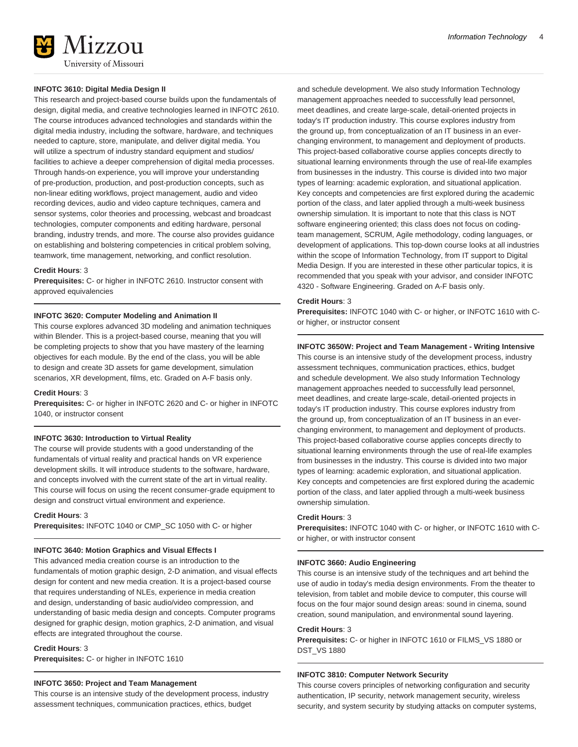#### INFOTC 3610: Digital Media Design II

This research and project-based course builds upon the fundamentals of design, digital media, and creative technologies learned in INFOTC 2610. The course introduces advanced technologies and standards within the digital media industry, including the software, hardware, and techniques needed to capture, store, manipulate, and deliver digital media. You will utilize a spectrum of industry standard equipment and studios/facilities to achieve a deeper comprehension of digital media processes. Through hands-on experience, you will improve your understanding of pre-production, production, and post-production concepts, such as non-linear editing workflows, project management, audio and video recording devices, audio and video capture techniques, camera and sensor systems, color theories and processing, webcast and broadcast technologies, computer components and editing hardware, personal branding, industry trends, and more. The course also provides guidance on establishing and bolstering competencies in critical problem solving, teamwork, time management, networking, and conflict resolution.

**Credit Hours**: 3
**Prerequisites:** C- or higher in INFOTC 2610. Instructor consent with approved equivalencies

#### INFOTC 3620: Computer Modeling and Animation II

This course explores advanced 3D modeling and animation techniques within Blender. This is a project-based course, meaning that you will be completing projects to show that you have mastery of the learning objectives for each module. By the end of the class, you will be able to design and create 3D assets for game development, simulation scenarios, XR development, films, etc. Graded on A-F basis only.

**Credit Hours**: 3
**Prerequisites:** C- or higher in INFOTC 2620 and C- or higher in INFOTC 1040, or instructor consent

#### INFOTC 3630: Introduction to Virtual Reality

The course will provide students with a good understanding of the fundamentals of virtual reality and practical hands on VR experience development skills. It will introduce students to the software, hardware, and concepts involved with the current state of the art in virtual reality. This course will focus on using the recent consumer-grade equipment to design and construct virtual environment and experience.

**Credit Hours**: 3
**Prerequisites:** INFOTC 1040 or CMP_SC 1050 with C- or higher

#### INFOTC 3640: Motion Graphics and Visual Effects I

This advanced media creation course is an introduction to the fundamentals of motion graphic design, 2-D animation, and visual effects design for content and new media creation. It is a project-based course that requires understanding of NLEs, experience in media creation and design, understanding of basic audio/video compression, and understanding of basic media design and concepts. Computer programs designed for graphic design, motion graphics, 2-D animation, and visual effects are integrated throughout the course.

**Credit Hours**: 3
**Prerequisites:** C- or higher in INFOTC 1610

#### INFOTC 3650: Project and Team Management

This course is an intensive study of the development process, industry assessment techniques, communication practices, ethics, budget and schedule development. We also study Information Technology management approaches needed to successfully lead personnel, meet deadlines, and create large-scale, detail-oriented projects in today's IT production industry. This course explores industry from the ground up, from conceptualization of an IT business in an ever-changing environment, to management and deployment of products. This project-based collaborative course applies concepts directly to situational learning environments through the use of real-life examples from businesses in the industry. This course is divided into two major types of learning: academic exploration, and situational application. Key concepts and competencies are first explored during the academic portion of the class, and later applied through a multi-week business ownership simulation. It is important to note that this class is NOT software engineering oriented; this class does not focus on coding-team management, SCRUM, Agile methodology, coding languages, or development of applications. This top-down course looks at all industries within the scope of Information Technology, from IT support to Digital Media Design. If you are interested in these other particular topics, it is recommended that you speak with your advisor, and consider INFOTC 4320 - Software Engineering. Graded on A-F basis only.

**Credit Hours**: 3
**Prerequisites:** INFOTC 1040 with C- or higher, or INFOTC 1610 with C- or higher, or instructor consent

#### INFOTC 3650W: Project and Team Management - Writing Intensive

This course is an intensive study of the development process, industry assessment techniques, communication practices, ethics, budget and schedule development. We also study Information Technology management approaches needed to successfully lead personnel, meet deadlines, and create large-scale, detail-oriented projects in today's IT production industry. This course explores industry from the ground up, from conceptualization of an IT business in an ever-changing environment, to management and deployment of products. This project-based collaborative course applies concepts directly to situational learning environments through the use of real-life examples from businesses in the industry. This course is divided into two major types of learning: academic exploration, and situational application. Key concepts and competencies are first explored during the academic portion of the class, and later applied through a multi-week business ownership simulation.

**Credit Hours**: 3
**Prerequisites:** INFOTC 1040 with C- or higher, or INFOTC 1610 with C- or higher, or with instructor consent

#### INFOTC 3660: Audio Engineering

This course is an intensive study of the techniques and art behind the use of audio in today's media design environments. From the theater to television, from tablet and mobile device to computer, this course will focus on the four major sound design areas: sound in cinema, sound creation, sound manipulation, and environmental sound layering.

**Credit Hours**: 3
**Prerequisites:** C- or higher in INFOTC 1610 or FILMS_VS 1880 or DST_VS 1880

#### INFOTC 3810: Computer Network Security

This course covers principles of networking configuration and security authentication, IP security, network management security, wireless security, and system security by studying attacks on computer systems,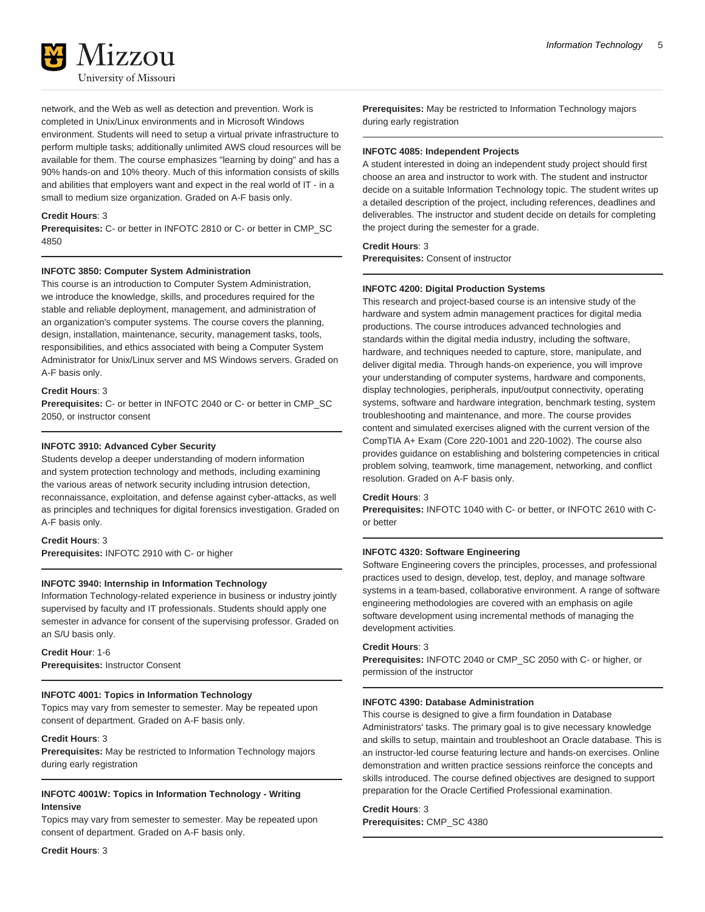network, and the Web as well as detection and prevention. Work is completed in Unix/Linux environments and in Microsoft Windows environment. Students will need to setup a virtual private infrastructure to perform multiple tasks; additionally unlimited AWS cloud resources will be available for them. The course emphasizes "learning by doing" and has a 90% hands-on and 10% theory. Much of this information consists of skills and abilities that employers want and expect in the real world of IT - in a small to medium size organization. Graded on A-F basis only.

**Credit Hours**: 3
**Prerequisites:** C- or better in INFOTC 2810 or C- or better in CMP_SC 4850

---

**INFOTC 3850: Computer System Administration**

This course is an introduction to Computer System Administration, we introduce the knowledge, skills, and procedures required for the stable and reliable deployment, management, and administration of an organization's computer systems. The course covers the planning, design, installation, maintenance, security, management tasks, tools, responsibilities, and ethics associated with being a Computer System Administrator for Unix/Linux server and MS Windows servers. Graded on A-F basis only.

**Credit Hours**: 3
**Prerequisites:** C- or better in INFOTC 2040 or C- or better in CMP_SC 2050, or instructor consent

---

**INFOTC 3910: Advanced Cyber Security**

Students develop a deeper understanding of modern information and system protection technology and methods, including examining the various areas of network security including intrusion detection, reconnaissance, exploitation, and defense against cyber-attacks, as well as principles and techniques for digital forensics investigation. Graded on A-F basis only.

**Credit Hours**: 3
**Prerequisites:** INFOTC 2910 with C- or higher

---

**INFOTC 3940: Internship in Information Technology**

Information Technology-related experience in business or industry jointly supervised by faculty and IT professionals. Students should apply one semester in advance for consent of the supervising professor. Graded on an S/U basis only.

**Credit Hour**: 1-6
**Prerequisites:** Instructor Consent

---

**INFOTC 4001: Topics in Information Technology**

Topics may vary from semester to semester. May be repeated upon consent of department. Graded on A-F basis only.

**Credit Hours**: 3
**Prerequisites:** May be restricted to Information Technology majors during early registration

---

**INFOTC 4001W: Topics in Information Technology - Writing Intensive**

Topics may vary from semester to semester. May be repeated upon consent of department. Graded on A-F basis only.

**Credit Hours**: 3
**Prerequisites:** May be restricted to Information Technology majors during early registration

---

**INFOTC 4085: Independent Projects**

A student interested in doing an independent study project should first choose an area and instructor to work with. The student and instructor decide on a suitable Information Technology topic. The student writes up a detailed description of the project, including references, deadlines and deliverables. The instructor and student decide on details for completing the project during the semester for a grade.

**Credit Hours**: 3
**Prerequisites:** Consent of instructor

---

**INFOTC 4200: Digital Production Systems**

This research and project-based course is an intensive study of the hardware and system admin management practices for digital media productions. The course introduces advanced technologies and standards within the digital media industry, including the software, hardware, and techniques needed to capture, store, manipulate, and deliver digital media. Through hands-on experience, you will improve your understanding of computer systems, hardware and components, display technologies, peripherals, input/output connectivity, operating systems, software and hardware integration, benchmark testing, system troubleshooting and maintenance, and more. The course provides content and simulated exercises aligned with the current version of the CompTIA A+ Exam (Core 220-1001 and 220-1002). The course also provides guidance on establishing and bolstering competencies in critical problem solving, teamwork, time management, networking, and conflict resolution. Graded on A-F basis only.

**Credit Hours**: 3
**Prerequisites:** INFOTC 1040 with C- or better, or INFOTC 2610 with C- or better

---

**INFOTC 4320: Software Engineering**

Software Engineering covers the principles, processes, and professional practices used to design, develop, test, deploy, and manage software systems in a team-based, collaborative environment. A range of software engineering methodologies are covered with an emphasis on agile software development using incremental methods of managing the development activities.

**Credit Hours**: 3
**Prerequisites:** INFOTC 2040 or CMP_SC 2050 with C- or higher, or permission of the instructor

---

**INFOTC 4390: Database Administration**

This course is designed to give a firm foundation in Database Administrators' tasks. The primary goal is to give necessary knowledge and skills to setup, maintain and troubleshoot an Oracle database. This is an instructor-led course featuring lecture and hands-on exercises. Online demonstration and written practice sessions reinforce the concepts and skills introduced. The course defined objectives are designed to support preparation for the Oracle Certified Professional examination.

**Credit Hours**: 3
**Prerequisites:** CMP_SC 4380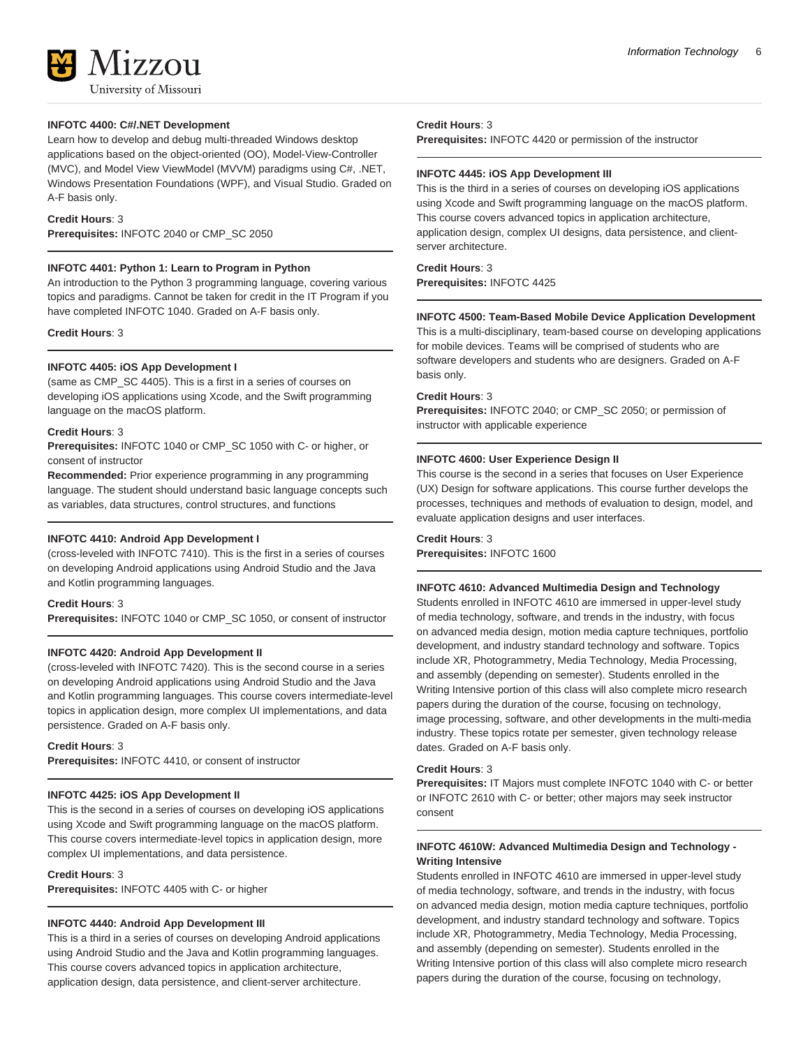**INFOTC 4400: C#/.NET Development**

Learn how to develop and debug multi-threaded Windows desktop applications based on the object-oriented (OO), Model-View-Controller (MVC), and Model View ViewModel (MVVM) paradigms using C#, .NET, Windows Presentation Foundations (WPF), and Visual Studio. Graded on A-F basis only.

**Credit Hours**: 3
**Prerequisites:** INFOTC 2040 or CMP_SC 2050

---

**INFOTC 4401: Python 1: Learn to Program in Python**

An introduction to the Python 3 programming language, covering various topics and paradigms. Cannot be taken for credit in the IT Program if you have completed INFOTC 1040. Graded on A-F basis only.

**Credit Hours**: 3

---

**INFOTC 4405: iOS App Development I**

(same as CMP_SC 4405). This is a first in a series of courses on developing iOS applications using Xcode, and the Swift programming language on the macOS platform.

**Credit Hours**: 3
**Prerequisites:** INFOTC 1040 or CMP_SC 1050 with C- or higher, or consent of instructor
**Recommended:** Prior experience programming in any programming language. The student should understand basic language concepts such as variables, data structures, control structures, and functions

---

**INFOTC 4410: Android App Development I**

(cross-leveled with INFOTC 7410). This is the first in a series of courses on developing Android applications using Android Studio and the Java and Kotlin programming languages.

**Credit Hours**: 3
**Prerequisites:** INFOTC 1040 or CMP_SC 1050, or consent of instructor

---

**INFOTC 4420: Android App Development II**

(cross-leveled with INFOTC 7420). This is the second course in a series on developing Android applications using Android Studio and the Java and Kotlin programming languages. This course covers intermediate-level topics in application design, more complex UI implementations, and data persistence. Graded on A-F basis only.

**Credit Hours**: 3
**Prerequisites:** INFOTC 4410, or consent of instructor

---

**INFOTC 4425: iOS App Development II**

This is the second in a series of courses on developing iOS applications using Xcode and Swift programming language on the macOS platform. This course covers intermediate-level topics in application design, more complex UI implementations, and data persistence.

**Credit Hours**: 3
**Prerequisites:** INFOTC 4405 with C- or higher

---

**INFOTC 4440: Android App Development III**

This is a third in a series of courses on developing Android applications using Android Studio and the Java and Kotlin programming languages. This course covers advanced topics in application architecture, application design, data persistence, and client-server architecture.

**Credit Hours**: 3
**Prerequisites:** INFOTC 4420 or permission of the instructor

---

**INFOTC 4445: iOS App Development III**

This is the third in a series of courses on developing iOS applications using Xcode and Swift programming language on the macOS platform. This course covers advanced topics in application architecture, application design, complex UI designs, data persistence, and client-server architecture.

**Credit Hours**: 3
**Prerequisites:** INFOTC 4425

---

**INFOTC 4500: Team-Based Mobile Device Application Development**

This is a multi-disciplinary, team-based course on developing applications for mobile devices. Teams will be comprised of students who are software developers and students who are designers. Graded on A-F basis only.

**Credit Hours**: 3
**Prerequisites:** INFOTC 2040; or CMP_SC 2050; or permission of instructor with applicable experience

---

**INFOTC 4600: User Experience Design II**

This course is the second in a series that focuses on User Experience (UX) Design for software applications. This course further develops the processes, techniques and methods of evaluation to design, model, and evaluate application designs and user interfaces.

**Credit Hours**: 3
**Prerequisites:** INFOTC 1600

---

**INFOTC 4610: Advanced Multimedia Design and Technology**

Students enrolled in INFOTC 4610 are immersed in upper-level study of media technology, software, and trends in the industry, with focus on advanced media design, motion media capture techniques, portfolio development, and industry standard technology and software. Topics include XR, Photogrammetry, Media Technology, Media Processing, and assembly (depending on semester). Students enrolled in the Writing Intensive portion of this class will also complete micro research papers during the duration of the course, focusing on technology, image processing, software, and other developments in the multi-media industry. These topics rotate per semester, given technology release dates. Graded on A-F basis only.

**Credit Hours**: 3
**Prerequisites:** IT Majors must complete INFOTC 1040 with C- or better or INFOTC 2610 with C- or better; other majors may seek instructor consent

---

**INFOTC 4610W: Advanced Multimedia Design and Technology - Writing Intensive**

Students enrolled in INFOTC 4610 are immersed in upper-level study of media technology, software, and trends in the industry, with focus on advanced media design, motion media capture techniques, portfolio development, and industry standard technology and software. Topics include XR, Photogrammetry, Media Technology, Media Processing, and assembly (depending on semester). Students enrolled in the Writing Intensive portion of this class will also complete micro research papers during the duration of the course, focusing on technology,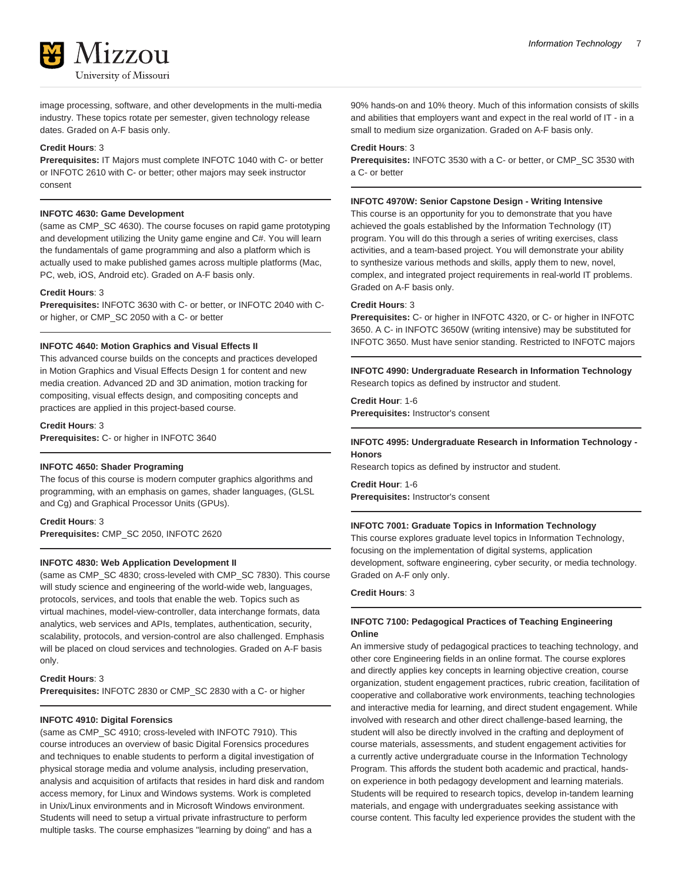image processing, software, and other developments in the multi-media industry. These topics rotate per semester, given technology release dates. Graded on A-F basis only.

**Credit Hours**: 3
**Prerequisites:** IT Majors must complete INFOTC 1040 with C- or better or INFOTC 2610 with C- or better; other majors may seek instructor consent

---

**INFOTC 4630: Game Development**

(same as CMP_SC 4630). The course focuses on rapid game prototyping and development utilizing the Unity game engine and C#. You will learn the fundamentals of game programming and also a platform which is actually used to make published games across multiple platforms (Mac, PC, web, iOS, Android etc). Graded on A-F basis only.

**Credit Hours**: 3
**Prerequisites:** INFOTC 3630 with C- or better, or INFOTC 2040 with C- or higher, or CMP_SC 2050 with a C- or better

---

**INFOTC 4640: Motion Graphics and Visual Effects II**

This advanced course builds on the concepts and practices developed in Motion Graphics and Visual Effects Design 1 for content and new media creation. Advanced 2D and 3D animation, motion tracking for compositing, visual effects design, and compositing concepts and practices are applied in this project-based course.

**Credit Hours**: 3
**Prerequisites:** C- or higher in INFOTC 3640

---

**INFOTC 4650: Shader Programing**

The focus of this course is modern computer graphics algorithms and programming, with an emphasis on games, shader languages, (GLSL and Cg) and Graphical Processor Units (GPUs).

**Credit Hours**: 3
**Prerequisites:** CMP_SC 2050, INFOTC 2620

---

**INFOTC 4830: Web Application Development II**

(same as CMP_SC 4830; cross-leveled with CMP_SC 7830). This course will study science and engineering of the world-wide web, languages, protocols, services, and tools that enable the web. Topics such as virtual machines, model-view-controller, data interchange formats, data analytics, web services and APIs, templates, authentication, security, scalability, protocols, and version-control are also challenged. Emphasis will be placed on cloud services and technologies. Graded on A-F basis only.

**Credit Hours**: 3
**Prerequisites:** INFOTC 2830 or CMP_SC 2830 with a C- or higher

---

**INFOTC 4910: Digital Forensics**

(same as CMP_SC 4910; cross-leveled with INFOTC 7910). This course introduces an overview of basic Digital Forensics procedures and techniques to enable students to perform a digital investigation of physical storage media and volume analysis, including preservation, analysis and acquisition of artifacts that resides in hard disk and random access memory, for Linux and Windows systems. Work is completed in Unix/Linux environments and in Microsoft Windows environment. Students will need to setup a virtual private infrastructure to perform multiple tasks. The course emphasizes "learning by doing" and has a 90% hands-on and 10% theory. Much of this information consists of skills and abilities that employers want and expect in the real world of IT - in a small to medium size organization. Graded on A-F basis only.

**Credit Hours**: 3
**Prerequisites:** INFOTC 3530 with a C- or better, or CMP_SC 3530 with a C- or better

---

**INFOTC 4970W: Senior Capstone Design - Writing Intensive**

This course is an opportunity for you to demonstrate that you have achieved the goals established by the Information Technology (IT) program. You will do this through a series of writing exercises, class activities, and a team-based project. You will demonstrate your ability to synthesize various methods and skills, apply them to new, novel, complex, and integrated project requirements in real-world IT problems. Graded on A-F basis only.

**Credit Hours**: 3
**Prerequisites:** C- or higher in INFOTC 4320, or C- or higher in INFOTC 3650. A C- in INFOTC 3650W (writing intensive) may be substituted for INFOTC 3650. Must have senior standing. Restricted to INFOTC majors

---

**INFOTC 4990: Undergraduate Research in Information Technology**

Research topics as defined by instructor and student.

**Credit Hour**: 1-6
**Prerequisites:** Instructor's consent

---

**INFOTC 4995: Undergraduate Research in Information Technology - Honors**

Research topics as defined by instructor and student.

**Credit Hour**: 1-6
**Prerequisites:** Instructor's consent

---

**INFOTC 7001: Graduate Topics in Information Technology**

This course explores graduate level topics in Information Technology, focusing on the implementation of digital systems, application development, software engineering, cyber security, or media technology. Graded on A-F only only.

**Credit Hours**: 3

---

**INFOTC 7100: Pedagogical Practices of Teaching Engineering Online**

An immersive study of pedagogical practices to teaching technology, and other core Engineering fields in an online format. The course explores and directly applies key concepts in learning objective creation, course organization, student engagement practices, rubric creation, facilitation of cooperative and collaborative work environments, teaching technologies and interactive media for learning, and direct student engagement. While involved with research and other direct challenge-based learning, the student will also be directly involved in the crafting and deployment of course materials, assessments, and student engagement activities for a currently active undergraduate course in the Information Technology Program. This affords the student both academic and practical, hands-on experience in both pedagogy development and learning materials. Students will be required to research topics, develop in-tandem learning materials, and engage with undergraduates seeking assistance with course content. This faculty led experience provides the student with the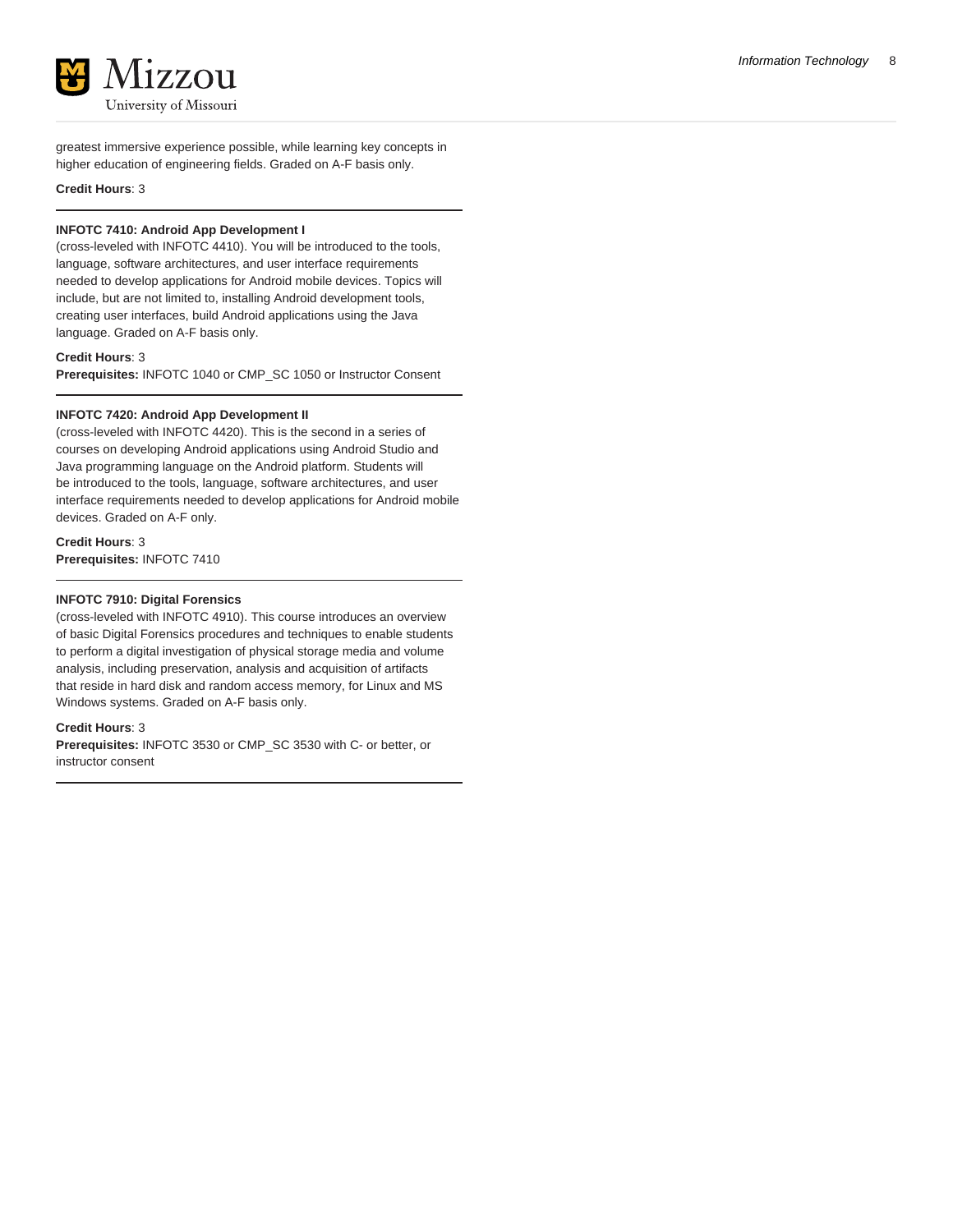greatest immersive experience possible, while learning key concepts in higher education of engineering fields. Graded on A-F basis only.

**Credit Hours**: 3

---

**INFOTC 7410: Android App Development I**

(cross-leveled with INFOTC 4410). You will be introduced to the tools, language, software architectures, and user interface requirements needed to develop applications for Android mobile devices. Topics will include, but are not limited to, installing Android development tools, creating user interfaces, build Android applications using the Java language. Graded on A-F basis only.

**Credit Hours**: 3
**Prerequisites:** INFOTC 1040 or CMP_SC 1050 or Instructor Consent

---

**INFOTC 7420: Android App Development II**

(cross-leveled with INFOTC 4420). This is the second in a series of courses on developing Android applications using Android Studio and Java programming language on the Android platform. Students will be introduced to the tools, language, software architectures, and user interface requirements needed to develop applications for Android mobile devices. Graded on A-F only.

**Credit Hours**: 3
**Prerequisites:** INFOTC 7410

---

**INFOTC 7910: Digital Forensics**

(cross-leveled with INFOTC 4910). This course introduces an overview of basic Digital Forensics procedures and techniques to enable students to perform a digital investigation of physical storage media and volume analysis, including preservation, analysis and acquisition of artifacts that reside in hard disk and random access memory, for Linux and MS Windows systems. Graded on A-F basis only.

**Credit Hours**: 3
**Prerequisites:** INFOTC 3530 or CMP_SC 3530 with C- or better, or instructor consent